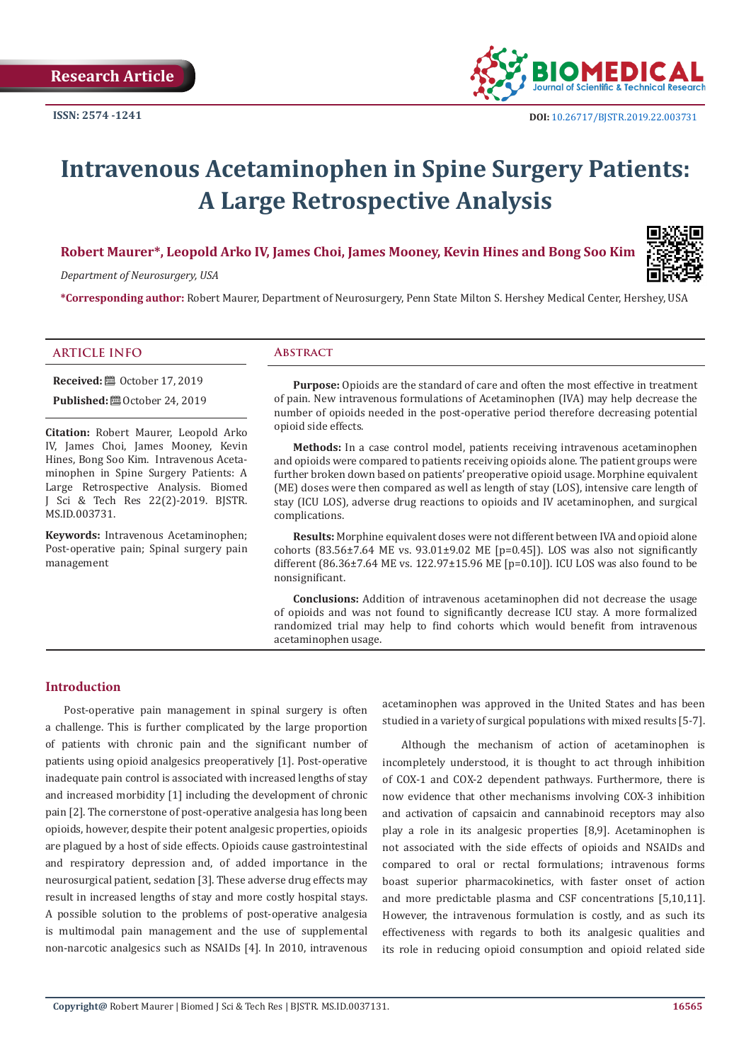Research Article

ISSN: 2574 -1241

DOI: 10.26717/BJSTR.2019.22.003731

# Intravenous Acetaminophen in Spine Surgery Patients: A Large Retrospective Analysis

**Robert Maurer\*, Leopold Arko IV, James Choi, James Mooney, Kevin Hines and Bong Soo Kim**

*Department of Neurosurgery, USA*

**\*Corresponding author:** Robert Maurer, Department of Neurosurgery, Penn State Milton S. Hershey Medical Center, Hershey, USA

## ARTICLE INFO

**Received:** October 17, 2019

**Published:** October 24, 2019

**Citation:** Robert Maurer, Leopold Arko IV, James Choi, James Mooney, Kevin Hines, Bong Soo Kim. Intravenous Acetaminophen in Spine Surgery Patients: A Large Retrospective Analysis. Biomed J Sci & Tech Res 22(2)-2019. BJSTR. MS.ID.003731.

**Keywords:** Intravenous Acetaminophen; Post-operative pain; Spinal surgery pain management

## Abstract

**Purpose:** Opioids are the standard of care and often the most effective in treatment of pain. New intravenous formulations of Acetaminophen (IVA) may help decrease the number of opioids needed in the post-operative period therefore decreasing potential opioid side effects.

**Methods:** In a case control model, patients receiving intravenous acetaminophen and opioids were compared to patients receiving opioids alone. The patient groups were further broken down based on patients' preoperative opioid usage. Morphine equivalent (ME) doses were then compared as well as length of stay (LOS), intensive care length of stay (ICU LOS), adverse drug reactions to opioids and IV acetaminophen, and surgical complications.

**Results:** Morphine equivalent doses were not different between IVA and opioid alone cohorts (83.56±7.64 ME vs. 93.01±9.02 ME [p=0.45]). LOS was also not significantly different (86.36±7.64 ME vs. 122.97±15.96 ME [p=0.10]). ICU LOS was also found to be nonsignificant.

**Conclusions:** Addition of intravenous acetaminophen did not decrease the usage of opioids and was not found to significantly decrease ICU stay. A more formalized randomized trial may help to find cohorts which would benefit from intravenous acetaminophen usage.

## Introduction

Post-operative pain management in spinal surgery is often a challenge. This is further complicated by the large proportion of patients with chronic pain and the significant number of patients using opioid analgesics preoperatively [1]. Post-operative inadequate pain control is associated with increased lengths of stay and increased morbidity [1] including the development of chronic pain [2]. The cornerstone of post-operative analgesia has long been opioids, however, despite their potent analgesic properties, opioids are plagued by a host of side effects. Opioids cause gastrointestinal and respiratory depression and, of added importance in the neurosurgical patient, sedation [3]. These adverse drug effects may result in increased lengths of stay and more costly hospital stays. A possible solution to the problems of post-operative analgesia is multimodal pain management and the use of supplemental non-narcotic analgesics such as NSAIDs [4]. In 2010, intravenous acetaminophen was approved in the United States and has been studied in a variety of surgical populations with mixed results [5-7].

Although the mechanism of action of acetaminophen is incompletely understood, it is thought to act through inhibition of COX-1 and COX-2 dependent pathways. Furthermore, there is now evidence that other mechanisms involving COX-3 inhibition and activation of capsaicin and cannabinoid receptors may also play a role in its analgesic properties [8,9]. Acetaminophen is not associated with the side effects of opioids and NSAIDs and compared to oral or rectal formulations; intravenous forms boast superior pharmacokinetics, with faster onset of action and more predictable plasma and CSF concentrations [5,10,11]. However, the intravenous formulation is costly, and as such its effectiveness with regards to both its analgesic qualities and its role in reducing opioid consumption and opioid related side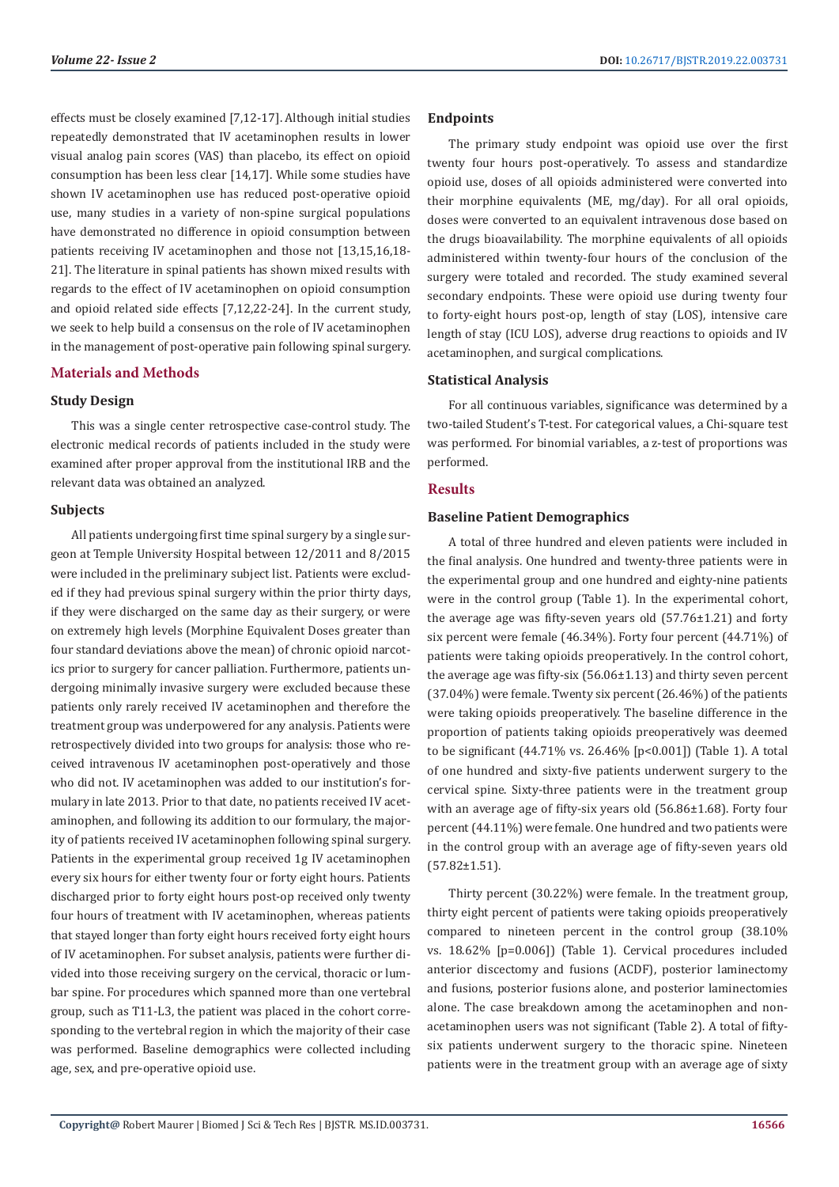effects must be closely examined [7,12-17]. Although initial studies repeatedly demonstrated that IV acetaminophen results in lower visual analog pain scores (VAS) than placebo, its effect on opioid consumption has been less clear [14,17]. While some studies have shown IV acetaminophen use has reduced post-operative opioid use, many studies in a variety of non-spine surgical populations have demonstrated no difference in opioid consumption between patients receiving IV acetaminophen and those not [13,15,16,18-21]. The literature in spinal patients has shown mixed results with regards to the effect of IV acetaminophen on opioid consumption and opioid related side effects [7,12,22-24]. In the current study, we seek to help build a consensus on the role of IV acetaminophen in the management of post-operative pain following spinal surgery.

## Materials and Methods

### Study Design

This was a single center retrospective case-control study. The electronic medical records of patients included in the study were examined after proper approval from the institutional IRB and the relevant data was obtained an analyzed.

### Subjects

All patients undergoing first time spinal surgery by a single surgeon at Temple University Hospital between 12/2011 and 8/2015 were included in the preliminary subject list. Patients were excluded if they had previous spinal surgery within the prior thirty days, if they were discharged on the same day as their surgery, or were on extremely high levels (Morphine Equivalent Doses greater than four standard deviations above the mean) of chronic opioid narcotics prior to surgery for cancer palliation. Furthermore, patients undergoing minimally invasive surgery were excluded because these patients only rarely received IV acetaminophen and therefore the treatment group was underpowered for any analysis. Patients were retrospectively divided into two groups for analysis: those who received intravenous IV acetaminophen post-operatively and those who did not. IV acetaminophen was added to our institution's formulary in late 2013. Prior to that date, no patients received IV acetaminophen, and following its addition to our formulary, the majority of patients received IV acetaminophen following spinal surgery. Patients in the experimental group received 1g IV acetaminophen every six hours for either twenty four or forty eight hours. Patients discharged prior to forty eight hours post-op received only twenty four hours of treatment with IV acetaminophen, whereas patients that stayed longer than forty eight hours received forty eight hours of IV acetaminophen. For subset analysis, patients were further divided into those receiving surgery on the cervical, thoracic or lumbar spine. For procedures which spanned more than one vertebral group, such as T11-L3, the patient was placed in the cohort corresponding to the vertebral region in which the majority of their case was performed. Baseline demographics were collected including age, sex, and pre-operative opioid use.

### Endpoints

The primary study endpoint was opioid use over the first twenty four hours post-operatively. To assess and standardize opioid use, doses of all opioids administered were converted into their morphine equivalents (ME, mg/day). For all oral opioids, doses were converted to an equivalent intravenous dose based on the drugs bioavailability. The morphine equivalents of all opioids administered within twenty-four hours of the conclusion of the surgery were totaled and recorded. The study examined several secondary endpoints. These were opioid use during twenty four to forty-eight hours post-op, length of stay (LOS), intensive care length of stay (ICU LOS), adverse drug reactions to opioids and IV acetaminophen, and surgical complications.

### Statistical Analysis

For all continuous variables, significance was determined by a two-tailed Student's T-test. For categorical values, a Chi-square test was performed. For binomial variables, a z-test of proportions was performed.

## Results

### Baseline Patient Demographics

A total of three hundred and eleven patients were included in the final analysis. One hundred and twenty-three patients were in the experimental group and one hundred and eighty-nine patients were in the control group (Table 1). In the experimental cohort, the average age was fifty-seven years old (57.76±1.21) and forty six percent were female (46.34%). Forty four percent (44.71%) of patients were taking opioids preoperatively. In the control cohort, the average age was fifty-six (56.06±1.13) and thirty seven percent (37.04%) were female. Twenty six percent (26.46%) of the patients were taking opioids preoperatively. The baseline difference in the proportion of patients taking opioids preoperatively was deemed to be significant (44.71% vs. 26.46% [p<0.001]) (Table 1). A total of one hundred and sixty-five patients underwent surgery to the cervical spine. Sixty-three patients were in the treatment group with an average age of fifty-six years old (56.86±1.68). Forty four percent (44.11%) were female. One hundred and two patients were in the control group with an average age of fifty-seven years old (57.82±1.51).

Thirty percent (30.22%) were female. In the treatment group, thirty eight percent of patients were taking opioids preoperatively compared to nineteen percent in the control group (38.10% vs. 18.62% [p=0.006]) (Table 1). Cervical procedures included anterior discectomy and fusions (ACDF), posterior laminectomy and fusions, posterior fusions alone, and posterior laminectomies alone. The case breakdown among the acetaminophen and non-acetaminophen users was not significant (Table 2). A total of fifty-six patients underwent surgery to the thoracic spine. Nineteen patients were in the treatment group with an average age of sixty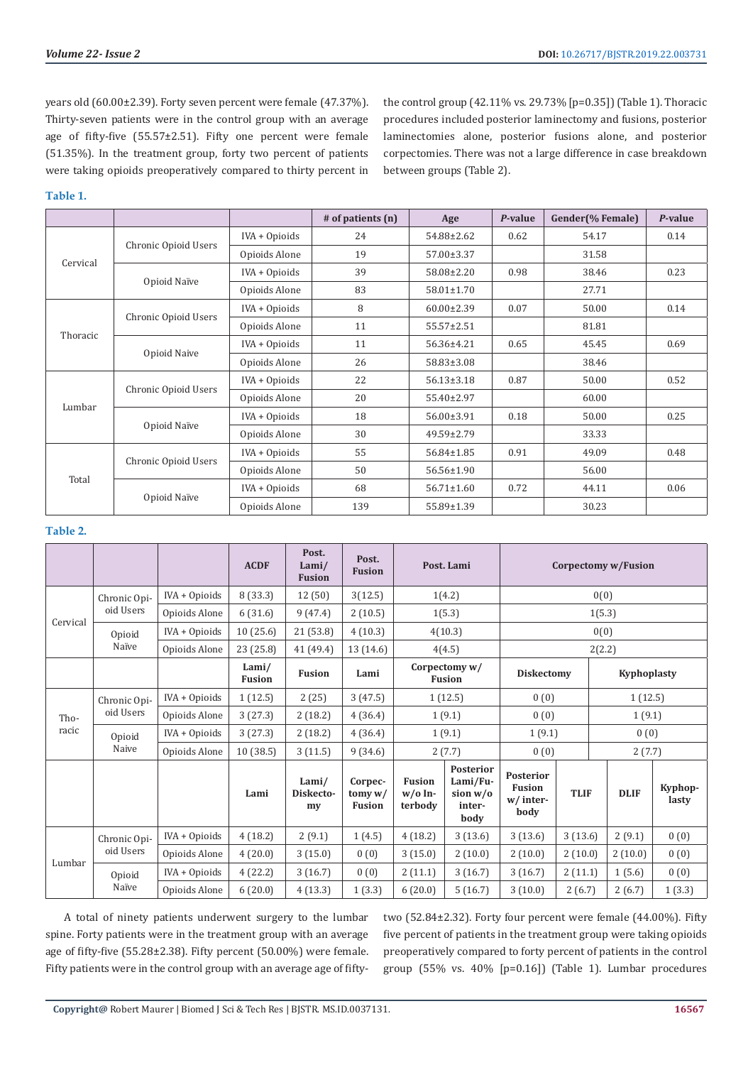years old (60.00±2.39). Forty seven percent were female (47.37%). Thirty-seven patients were in the control group with an average age of fifty-five (55.57±2.51). Fifty one percent were female (51.35%). In the treatment group, forty two percent of patients were taking opioids preoperatively compared to thirty percent in the control group (42.11% vs. 29.73% [p=0.35]) (Table 1). Thoracic procedures included posterior laminectomy and fusions, posterior laminectomies alone, posterior fusions alone, and posterior corpectomies. There was not a large difference in case breakdown between groups (Table 2).

**Table 1.**

| | | | # of patients (n) | Age | *P*-value | Gender(% Female) | *P*-value |
|---|---|---|---|---|---|---|---|
| Cervical | Chronic Opioid Users | IVA + Opioids | 24 | 54.88±2.62 | 0.62 | 54.17 | 0.14 |
| | | Opioids Alone | 19 | 57.00±3.37 | | 31.58 | |
| | Opioid Naïve | IVA + Opioids | 39 | 58.08±2.20 | 0.98 | 38.46 | 0.23 |
| | | Opioids Alone | 83 | 58.01±1.70 | | 27.71 | |
| Thoracic | Chronic Opioid Users | IVA + Opioids | 8 | 60.00±2.39 | 0.07 | 50.00 | 0.14 |
| | | Opioids Alone | 11 | 55.57±2.51 | | 81.81 | |
| | Opioid Naive | IVA + Opioids | 11 | 56.36±4.21 | 0.65 | 45.45 | 0.69 |
| | | Opioids Alone | 26 | 58.83±3.08 | | 38.46 | |
| Lumbar | Chronic Opioid Users | IVA + Opioids | 22 | 56.13±3.18 | 0.87 | 50.00 | 0.52 |
| | | Opioids Alone | 20 | 55.40±2.97 | | 60.00 | |
| | Opioid Naïve | IVA + Opioids | 18 | 56.00±3.91 | 0.18 | 50.00 | 0.25 |
| | | Opioids Alone | 30 | 49.59±2.79 | | 33.33 | |
| Total | Chronic Opioid Users | IVA + Opioids | 55 | 56.84±1.85 | 0.91 | 49.09 | 0.48 |
| | | Opioids Alone | 50 | 56.56±1.90 | | 56.00 | |
| | Opioid Naïve | IVA + Opioids | 68 | 56.71±1.60 | 0.72 | 44.11 | 0.06 |
| | | Opioids Alone | 139 | 55.89±1.39 | | 30.23 | |

**Table 2.**

| | | | ACDF | Post. Lami/ Fusion | Post. Fusion | Post. Lami | | Corpectomy w/Fusion | | | |
|---|---|---|---|---|---|---|---|---|---|---|---|
| Cervical | Chronic Opioid Users | IVA + Opioids | 8 (33.3) | 12 (50) | 3(12.5) | 1(4.2) | | 0(0) | | | |
| | | Opioids Alone | 6 (31.6) | 9 (47.4) | 2 (10.5) | 1(5.3) | | 1(5.3) | | | |
| | Opioid Naïve | IVA + Opioids | 10 (25.6) | 21 (53.8) | 4 (10.3) | 4(10.3) | | 0(0) | | | |
| | | Opioids Alone | 23 (25.8) | 41 (49.4) | 13 (14.6) | 4(4.5) | | 2(2.2) | | | |
| | | | Lami/ Fusion | Fusion | Lami | Corpectomy w/ Fusion | | Diskectomy | | Kyphoplasty | |
| Thoracic | Chronic Opioid Users | IVA + Opioids | 1 (12.5) | 2 (25) | 3 (47.5) | 1 (12.5) | | 0 (0) | | 1 (12.5) | |
| | | Opioids Alone | 3 (27.3) | 2 (18.2) | 4 (36.4) | 1 (9.1) | | 0 (0) | | 1 (9.1) | |
| | Opioid Naive | IVA + Opioids | 3 (27.3) | 2 (18.2) | 4 (36.4) | 1 (9.1) | | 1 (9.1) | | 0 (0) | |
| | | Opioids Alone | 10 (38.5) | 3 (11.5) | 9 (34.6) | 2 (7.7) | | 0 (0) | | 2 (7.7) | |
| | | | Lami | Lami/ Diskectomy | Corpectomy w/ Fusion | Fusion w/o Interbody | Posterior Lami/Fusion w/o interbody | Posterior Fusion w/ interbody | TLIF | DLIF | Kyphoplasty |
| Lumbar | Chronic Opioid Users | IVA + Opioids | 4 (18.2) | 2 (9.1) | 1 (4.5) | 4 (18.2) | 3 (13.6) | 3 (13.6) | 3 (13.6) | 2 (9.1) | 0 (0) |
| | | Opioids Alone | 4 (20.0) | 3 (15.0) | 0 (0) | 3 (15.0) | 2 (10.0) | 2 (10.0) | 2 (10.0) | 2 (10.0) | 0 (0) |
| | Opioid Naïve | IVA + Opioids | 4 (22.2) | 3 (16.7) | 0 (0) | 2 (11.1) | 3 (16.7) | 3 (16.7) | 2 (11.1) | 1 (5.6) | 0 (0) |
| | | Opioids Alone | 6 (20.0) | 4 (13.3) | 1 (3.3) | 6 (20.0) | 5 (16.7) | 3 (10.0) | 2 (6.7) | 2 (6.7) | 1 (3.3) |

A total of ninety patients underwent surgery to the lumbar spine. Forty patients were in the treatment group with an average age of fifty-five (55.28±2.38). Fifty percent (50.00%) were female. Fifty patients were in the control group with an average age of fifty-two (52.84±2.32). Forty four percent were female (44.00%). Fifty five percent of patients in the treatment group were taking opioids preoperatively compared to forty percent of patients in the control group (55% vs. 40% [p=0.16]) (Table 1). Lumbar procedures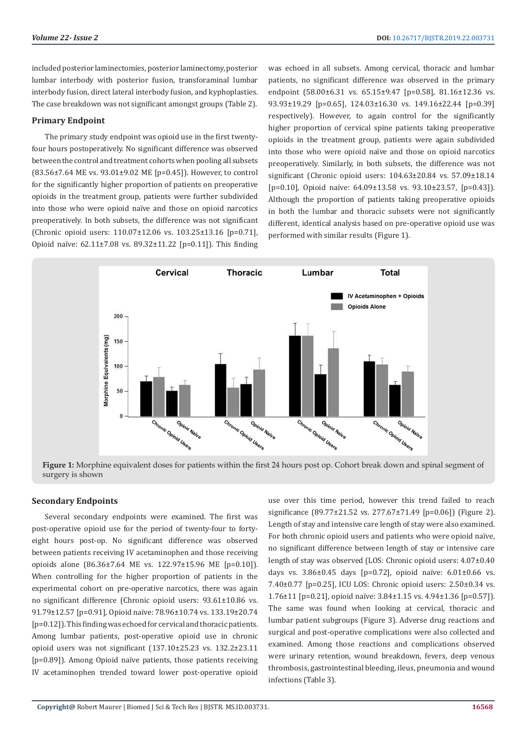included posterior laminectomies, posterior laminectomy, posterior lumbar interbody with posterior fusion, transforaminal lumbar interbody fusion, direct lateral interbody fusion, and kyphoplasties. The case breakdown was not significant amongst groups (Table 2).

## Primary Endpoint

The primary study endpoint was opioid use in the first twenty-four hours postoperatively. No significant difference was observed between the control and treatment cohorts when pooling all subsets (83.56±7.64 ME vs. 93.01±9.02 ME [p=0.45]). However, to control for the significantly higher proportion of patients on preoperative opioids in the treatment group, patients were further subdivided into those who were opioid naïve and those on opioid narcotics preoperatively. In both subsets, the difference was not significant (Chronic opioid users: 110.07±12.06 vs. 103.25±13.16 [p=0.71], Opioid naïve: 62.11±7.08 vs. 89.32±11.22 [p=0.11]). This finding was echoed in all subsets. Among cervical, thoracic and lumbar patients, no significant difference was observed in the primary endpoint (58.00±6.31 vs. 65.15±9.47 [p=0.58], 81.16±12.36 vs. 93.93±19.29 [p=0.65], 124.03±16.30 vs. 149.16±22.44 [p=0.39] respectively). However, to again control for the significantly higher proportion of cervical spine patients taking preoperative opioids in the treatment group, patients were again subdivided into those who were opioid naïve and those on opioid narcotics preoperatively. Similarly, in both subsets, the difference was not significant (Chronic opioid users: 104.63±20.84 vs. 57.09±18.14 [p=0.10], Opioid naïve: 64.09±13.58 vs. 93.10±23.57, [p=0.43]). Although the proportion of patients taking preoperative opioids in both the lumbar and thoracic subsets were not significantly different, identical analysis based on pre-operative opioid use was performed with similar results (Figure 1).

**Figure 1:** Morphine equivalent doses for patients within the first 24 hours post op. Cohort break down and spinal segment of surgery is shown

## Secondary Endpoints

Several secondary endpoints were examined. The first was post-operative opioid use for the period of twenty-four to forty-eight hours post-op. No significant difference was observed between patients receiving IV acetaminophen and those receiving opioids alone (86.36±7.64 ME vs. 122.97±15.96 ME [p=0.10]). When controlling for the higher proportion of patients in the experimental cohort on pre-operative narcotics, there was again no significant difference (Chronic opioid users: 93.61±10.86 vs. 91.79±12.57 [p=0.91], Opioid naïve: 78.96±10.74 vs. 133.19±20.74 [p=0.12]). This finding was echoed for cervical and thoracic patients. Among lumbar patients, post-operative opioid use in chronic opioid users was not significant (137.10±25.23 vs. 132.2±23.11 [p=0.89]). Among Opioid naïve patients, those patients receiving IV acetaminophen trended toward lower post-operative opioid use over this time period, however this trend failed to reach significance (89.77±21.52 vs. 277.67±71.49 [p=0.06]) (Figure 2). Length of stay and intensive care length of stay were also examined. For both chronic opioid users and patients who were opioid naïve, no significant difference between length of stay or intensive care length of stay was observed (LOS: Chronic opioid users: 4.07±0.40 days vs. 3.86±0.45 days [p=0.72], opioid naïve: 6.01±0.66 vs. 7.40±0.77 [p=0.25], ICU LOS: Chronic opioid users: 2.50±0.34 vs. 1.76±11 [p=0.21], opioid naïve: 3.84±1.15 vs. 4.94±1.36 [p=0.57]). The same was found when looking at cervical, thoracic and lumbar patient subgroups (Figure 3). Adverse drug reactions and surgical and post-operative complications were also collected and examined. Among those reactions and complications observed were urinary retention, wound breakdown, fevers, deep venous thrombosis, gastrointestinal bleeding, ileus, pneumonia and wound infections (Table 3).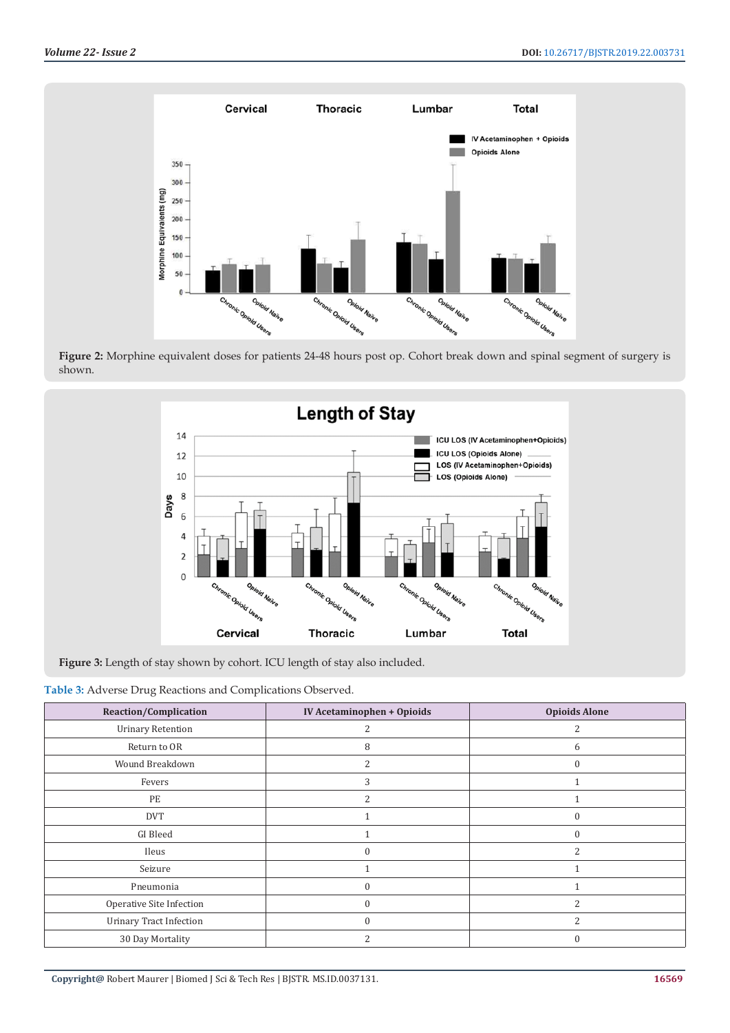Figure 2: Morphine equivalent doses for patients 24-48 hours post op. Cohort break down and spinal segment of surgery is shown.

Figure 3: Length of stay shown by cohort. ICU length of stay also included.

Table 3: Adverse Drug Reactions and Complications Observed.

| Reaction/Complication | IV Acetaminophen + Opioids | Opioids Alone |
|---|---|---|
| Urinary Retention | 2 | 2 |
| Return to OR | 8 | 6 |
| Wound Breakdown | 2 | 0 |
| Fevers | 3 | 1 |
| PE | 2 | 1 |
| DVT | 1 | 0 |
| GI Bleed | 1 | 0 |
| Ileus | 0 | 2 |
| Seizure | 1 | 1 |
| Pneumonia | 0 | 1 |
| Operative Site Infection | 0 | 2 |
| Urinary Tract Infection | 0 | 2 |
| 30 Day Mortality | 2 | 0 |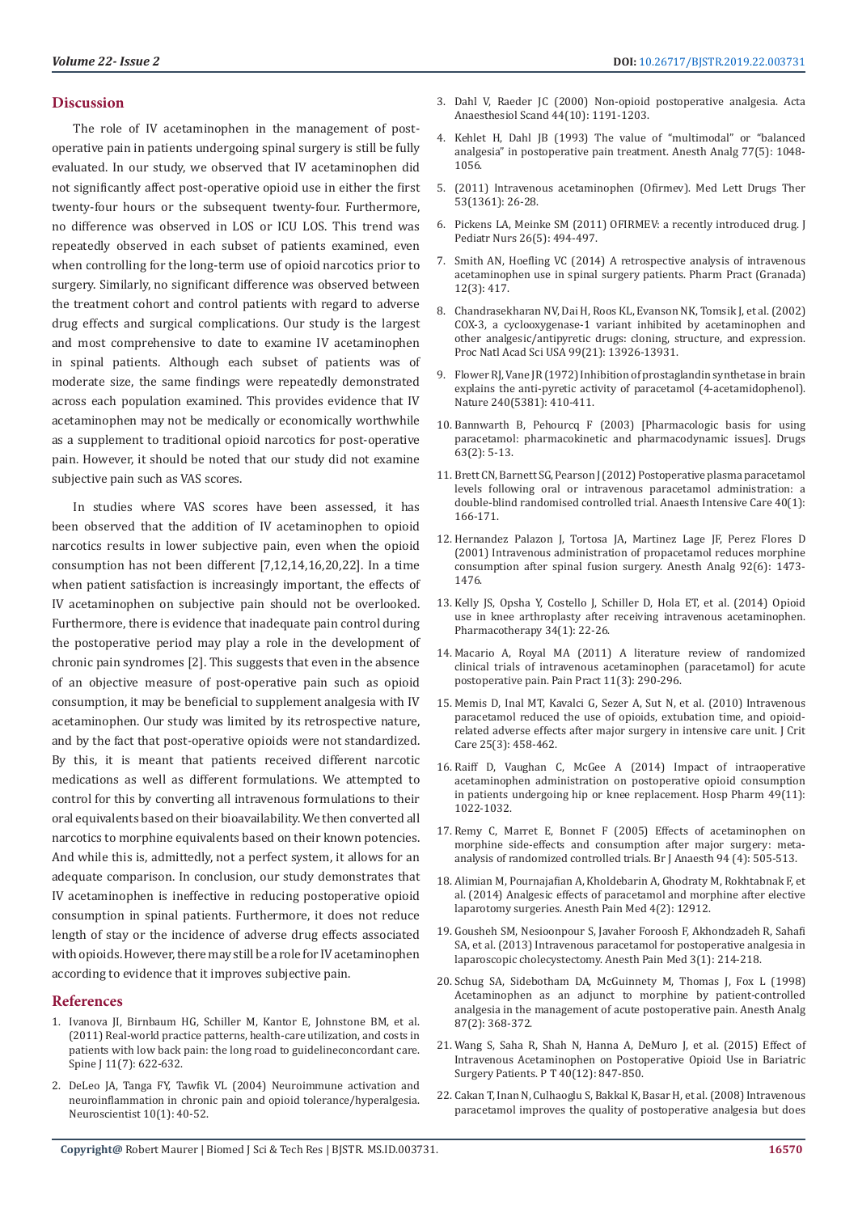## Discussion

The role of IV acetaminophen in the management of post-operative pain in patients undergoing spinal surgery is still be fully evaluated. In our study, we observed that IV acetaminophen did not significantly affect post-operative opioid use in either the first twenty-four hours or the subsequent twenty-four. Furthermore, no difference was observed in LOS or ICU LOS. This trend was repeatedly observed in each subset of patients examined, even when controlling for the long-term use of opioid narcotics prior to surgery. Similarly, no significant difference was observed between the treatment cohort and control patients with regard to adverse drug effects and surgical complications. Our study is the largest and most comprehensive to date to examine IV acetaminophen in spinal patients. Although each subset of patients was of moderate size, the same findings were repeatedly demonstrated across each population examined. This provides evidence that IV acetaminophen may not be medically or economically worthwhile as a supplement to traditional opioid narcotics for post-operative pain. However, it should be noted that our study did not examine subjective pain such as VAS scores.

In studies where VAS scores have been assessed, it has been observed that the addition of IV acetaminophen to opioid narcotics results in lower subjective pain, even when the opioid consumption has not been different [7,12,14,16,20,22]. In a time when patient satisfaction is increasingly important, the effects of IV acetaminophen on subjective pain should not be overlooked. Furthermore, there is evidence that inadequate pain control during the postoperative period may play a role in the development of chronic pain syndromes [2]. This suggests that even in the absence of an objective measure of post-operative pain such as opioid consumption, it may be beneficial to supplement analgesia with IV acetaminophen. Our study was limited by its retrospective nature, and by the fact that post-operative opioids were not standardized. By this, it is meant that patients received different narcotic medications as well as different formulations. We attempted to control for this by converting all intravenous formulations to their oral equivalents based on their bioavailability. We then converted all narcotics to morphine equivalents based on their known potencies. And while this is, admittedly, not a perfect system, it allows for an adequate comparison. In conclusion, our study demonstrates that IV acetaminophen is ineffective in reducing postoperative opioid consumption in spinal patients. Furthermore, it does not reduce length of stay or the incidence of adverse drug effects associated with opioids. However, there may still be a role for IV acetaminophen according to evidence that it improves subjective pain.

## References

1. Ivanova JI, Birnbaum HG, Schiller M, Kantor E, Johnstone BM, et al. (2011) Real-world practice patterns, health-care utilization, and costs in patients with low back pain: the long road to guidelineconcordant care. Spine J 11(7): 622-632.
2. DeLeo JA, Tanga FY, Tawfik VL (2004) Neuroimmune activation and neuroinflammation in chronic pain and opioid tolerance/hyperalgesia. Neuroscientist 10(1): 40-52.
3. Dahl V, Raeder JC (2000) Non-opioid postoperative analgesia. Acta Anaesthesiol Scand 44(10): 1191-1203.
4. Kehlet H, Dahl JB (1993) The value of "multimodal" or "balanced analgesia" in postoperative pain treatment. Anesth Analg 77(5): 1048-1056.
5. (2011) Intravenous acetaminophen (Ofirmev). Med Lett Drugs Ther 53(1361): 26-28.
6. Pickens LA, Meinke SM (2011) OFIRMEV: a recently introduced drug. J Pediatr Nurs 26(5): 494-497.
7. Smith AN, Hoefling VC (2014) A retrospective analysis of intravenous acetaminophen use in spinal surgery patients. Pharm Pract (Granada) 12(3): 417.
8. Chandrasekharan NV, Dai H, Roos KL, Evanson NK, Tomsik J, et al. (2002) COX-3, a cyclooxygenase-1 variant inhibited by acetaminophen and other analgesic/antipyretic drugs: cloning, structure, and expression. Proc Natl Acad Sci USA 99(21): 13926-13931.
9. Flower RJ, Vane JR (1972) Inhibition of prostaglandin synthetase in brain explains the anti-pyretic activity of paracetamol (4-acetamidophenol). Nature 240(5381): 410-411.
10. Bannwarth B, Pehourcq F (2003) [Pharmacologic basis for using paracetamol: pharmacokinetic and pharmacodynamic issues]. Drugs 63(2): 5-13.
11. Brett CN, Barnett SG, Pearson J (2012) Postoperative plasma paracetamol levels following oral or intravenous paracetamol administration: a double-blind randomised controlled trial. Anaesth Intensive Care 40(1): 166-171.
12. Hernandez Palazon J, Tortosa JA, Martinez Lage JF, Perez Flores D (2001) Intravenous administration of propacetamol reduces morphine consumption after spinal fusion surgery. Anesth Analg 92(6): 1473-1476.
13. Kelly JS, Opsha Y, Costello J, Schiller D, Hola ET, et al. (2014) Opioid use in knee arthroplasty after receiving intravenous acetaminophen. Pharmacotherapy 34(1): 22-26.
14. Macario A, Royal MA (2011) A literature review of randomized clinical trials of intravenous acetaminophen (paracetamol) for acute postoperative pain. Pain Pract 11(3): 290-296.
15. Memis D, Inal MT, Kavalci G, Sezer A, Sut N, et al. (2010) Intravenous paracetamol reduced the use of opioids, extubation time, and opioid-related adverse effects after major surgery in intensive care unit. J Crit Care 25(3): 458-462.
16. Raiff D, Vaughan C, McGee A (2014) Impact of intraoperative acetaminophen administration on postoperative opioid consumption in patients undergoing hip or knee replacement. Hosp Pharm 49(11): 1022-1032.
17. Remy C, Marret E, Bonnet F (2005) Effects of acetaminophen on morphine side-effects and consumption after major surgery: meta-analysis of randomized controlled trials. Br J Anaesth 94 (4): 505-513.
18. Alimian M, Pournajafian A, Kholdebarin A, Ghodraty M, Rokhtabnak F, et al. (2014) Analgesic effects of paracetamol and morphine after elective laparotomy surgeries. Anesth Pain Med 4(2): 12912.
19. Gousheh SM, Nesioonpour S, Javaher Foroosh F, Akhondzadeh R, Sahafi SA, et al. (2013) Intravenous paracetamol for postoperative analgesia in laparoscopic cholecystectomy. Anesth Pain Med 3(1): 214-218.
20. Schug SA, Sidebotham DA, McGuinnety M, Thomas J, Fox L (1998) Acetaminophen as an adjunct to morphine by patient-controlled analgesia in the management of acute postoperative pain. Anesth Analg 87(2): 368-372.
21. Wang S, Saha R, Shah N, Hanna A, DeMuro J, et al. (2015) Effect of Intravenous Acetaminophen on Postoperative Opioid Use in Bariatric Surgery Patients. P T 40(12): 847-850.
22. Cakan T, Inan N, Culhaoglu S, Bakkal K, Basar H, et al. (2008) Intravenous paracetamol improves the quality of postoperative analgesia but does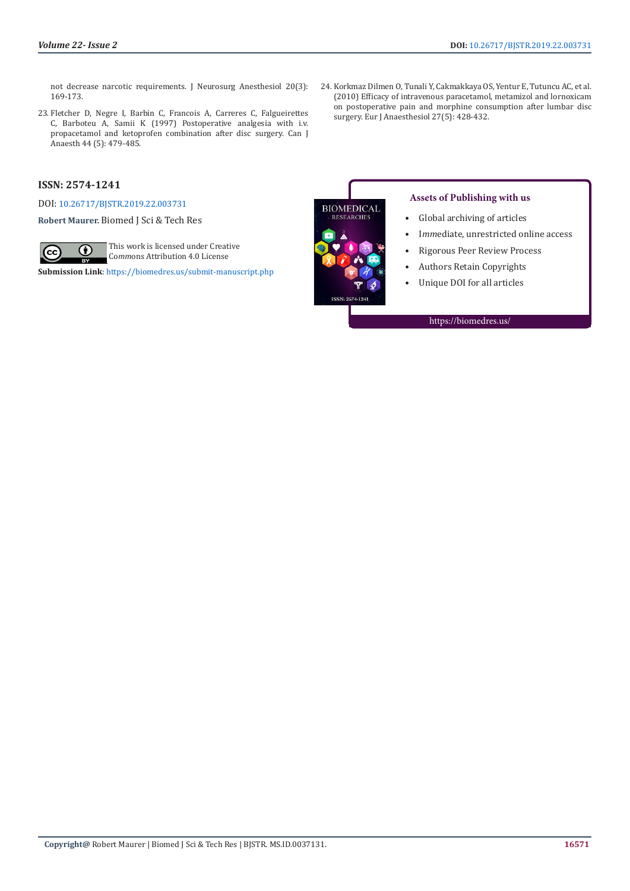not decrease narcotic requirements. J Neurosurg Anesthesiol 20(3): 169-173.

23. Fletcher D, Negre I, Barbin C, Francois A, Carreres C, Falgueirettes C, Barboteu A, Samii K (1997) Postoperative analgesia with i.v. propacetamol and ketoprofen combination after disc surgery. Can J Anaesth 44 (5): 479-485.

24. Korkmaz Dilmen O, Tunali Y, Cakmakkaya OS, Yentur E, Tutuncu AC, et al. (2010) Efficacy of intravenous paracetamol, metamizol and lornoxicam on postoperative pain and morphine consumption after lumbar disc surgery. Eur J Anaesthesiol 27(5): 428-432.

**ISSN: 2574-1241**

DOI: 10.26717/BJSTR.2019.22.003731

**Robert Maurer.** Biomed J Sci & Tech Res

This work is licensed under Creative Commons Attribution 4.0 License

**Submission Link**: https://biomedres.us/submit-manuscript.php

**Assets of Publishing with us**

- Global archiving of articles
- Immediate, unrestricted online access
- Rigorous Peer Review Process
- Authors Retain Copyrights
- Unique DOI for all articles

https://biomedres.us/